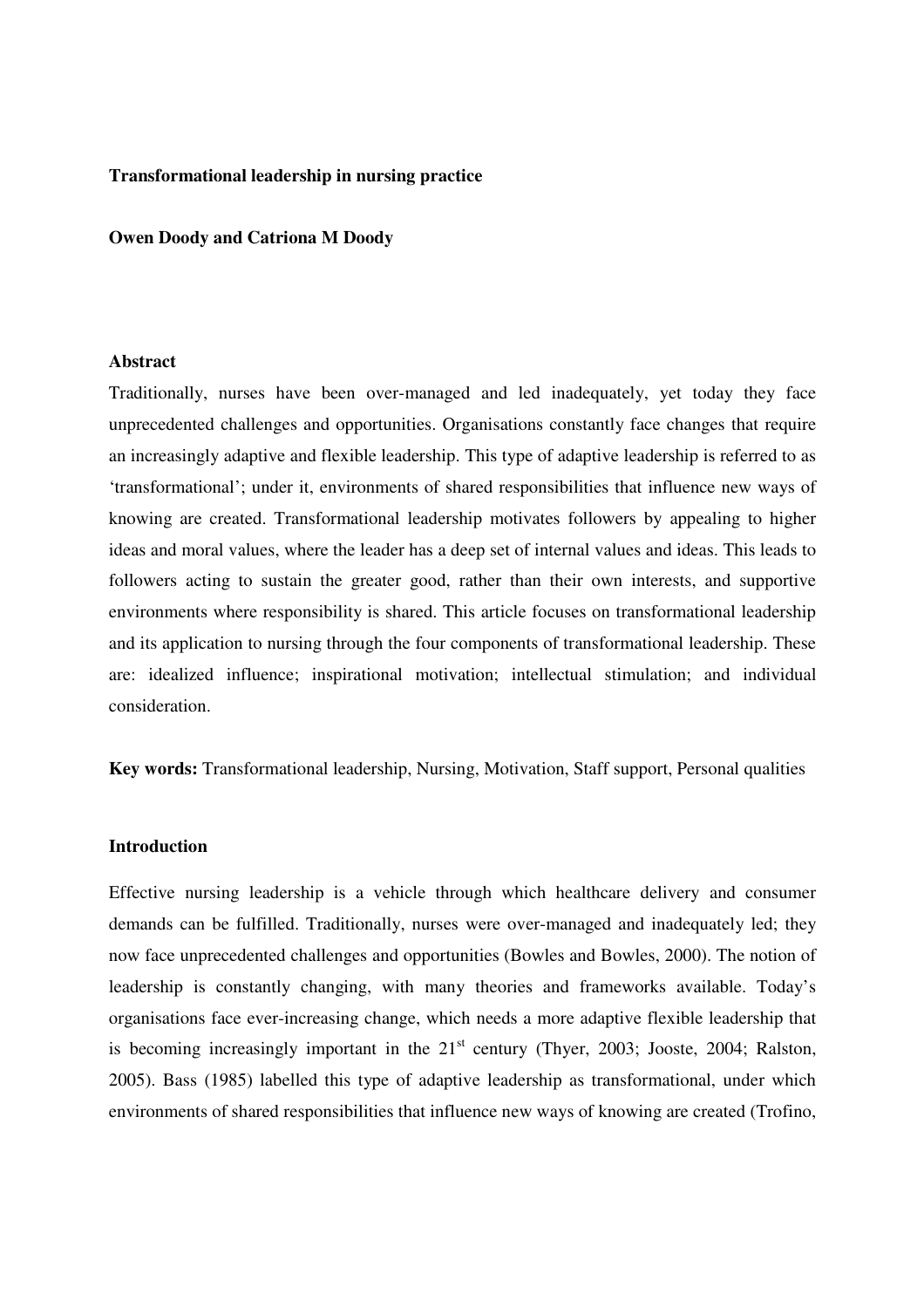# Transformational leadership in nursing practice

**Owen Doody and Catriona M Doody**

## Abstract

Traditionally, nurses have been over-managed and led inadequately, yet today they face unprecedented challenges and opportunities. Organisations constantly face changes that require an increasingly adaptive and flexible leadership. This type of adaptive leadership is referred to as 'transformational'; under it, environments of shared responsibilities that influence new ways of knowing are created. Transformational leadership motivates followers by appealing to higher ideas and moral values, where the leader has a deep set of internal values and ideas. This leads to followers acting to sustain the greater good, rather than their own interests, and supportive environments where responsibility is shared. This article focuses on transformational leadership and its application to nursing through the four components of transformational leadership. These are: idealized influence; inspirational motivation; intellectual stimulation; and individual consideration.

**Key words:** Transformational leadership, Nursing, Motivation, Staff support, Personal qualities

## Introduction

Effective nursing leadership is a vehicle through which healthcare delivery and consumer demands can be fulfilled. Traditionally, nurses were over-managed and inadequately led; they now face unprecedented challenges and opportunities (Bowles and Bowles, 2000). The notion of leadership is constantly changing, with many theories and frameworks available. Today's organisations face ever-increasing change, which needs a more adaptive flexible leadership that is becoming increasingly important in the 21st century (Thyer, 2003; Jooste, 2004; Ralston, 2005). Bass (1985) labelled this type of adaptive leadership as transformational, under which environments of shared responsibilities that influence new ways of knowing are created (Trofino,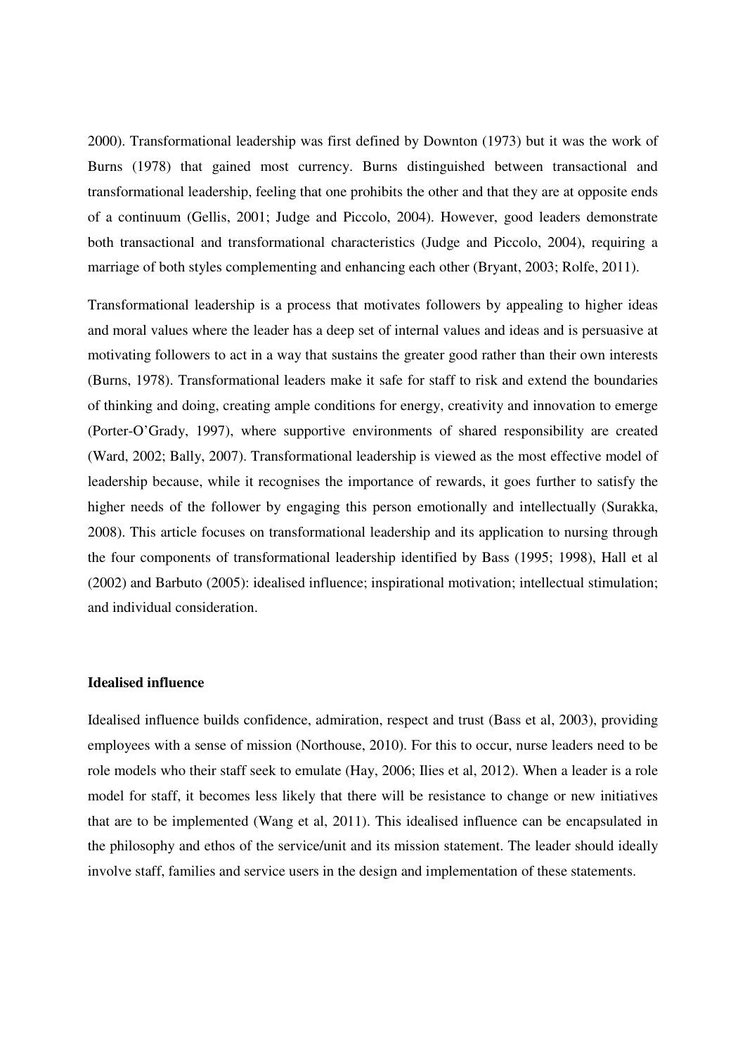2000). Transformational leadership was first defined by Downton (1973) but it was the work of Burns (1978) that gained most currency. Burns distinguished between transactional and transformational leadership, feeling that one prohibits the other and that they are at opposite ends of a continuum (Gellis, 2001; Judge and Piccolo, 2004). However, good leaders demonstrate both transactional and transformational characteristics (Judge and Piccolo, 2004), requiring a marriage of both styles complementing and enhancing each other (Bryant, 2003; Rolfe, 2011).

Transformational leadership is a process that motivates followers by appealing to higher ideas and moral values where the leader has a deep set of internal values and ideas and is persuasive at motivating followers to act in a way that sustains the greater good rather than their own interests (Burns, 1978). Transformational leaders make it safe for staff to risk and extend the boundaries of thinking and doing, creating ample conditions for energy, creativity and innovation to emerge (Porter-O'Grady, 1997), where supportive environments of shared responsibility are created (Ward, 2002; Bally, 2007). Transformational leadership is viewed as the most effective model of leadership because, while it recognises the importance of rewards, it goes further to satisfy the higher needs of the follower by engaging this person emotionally and intellectually (Surakka, 2008). This article focuses on transformational leadership and its application to nursing through the four components of transformational leadership identified by Bass (1995; 1998), Hall et al (2002) and Barbuto (2005): idealised influence; inspirational motivation; intellectual stimulation; and individual consideration.

**Idealised influence**

Idealised influence builds confidence, admiration, respect and trust (Bass et al, 2003), providing employees with a sense of mission (Northouse, 2010). For this to occur, nurse leaders need to be role models who their staff seek to emulate (Hay, 2006; Ilies et al, 2012). When a leader is a role model for staff, it becomes less likely that there will be resistance to change or new initiatives that are to be implemented (Wang et al, 2011). This idealised influence can be encapsulated in the philosophy and ethos of the service/unit and its mission statement. The leader should ideally involve staff, families and service users in the design and implementation of these statements.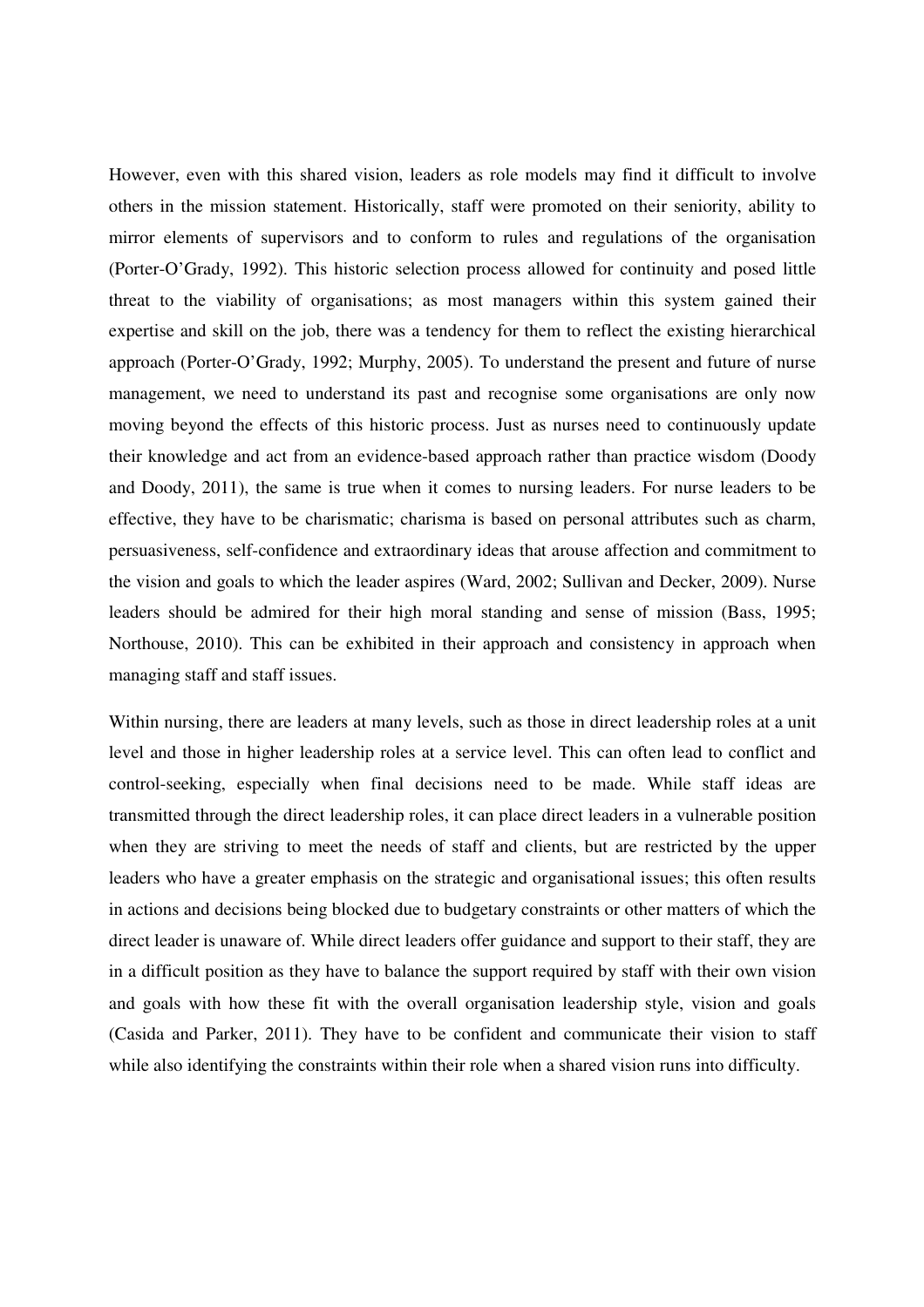However, even with this shared vision, leaders as role models may find it difficult to involve others in the mission statement. Historically, staff were promoted on their seniority, ability to mirror elements of supervisors and to conform to rules and regulations of the organisation (Porter-O'Grady, 1992). This historic selection process allowed for continuity and posed little threat to the viability of organisations; as most managers within this system gained their expertise and skill on the job, there was a tendency for them to reflect the existing hierarchical approach (Porter-O'Grady, 1992; Murphy, 2005). To understand the present and future of nurse management, we need to understand its past and recognise some organisations are only now moving beyond the effects of this historic process. Just as nurses need to continuously update their knowledge and act from an evidence-based approach rather than practice wisdom (Doody and Doody, 2011), the same is true when it comes to nursing leaders. For nurse leaders to be effective, they have to be charismatic; charisma is based on personal attributes such as charm, persuasiveness, self-confidence and extraordinary ideas that arouse affection and commitment to the vision and goals to which the leader aspires (Ward, 2002; Sullivan and Decker, 2009). Nurse leaders should be admired for their high moral standing and sense of mission (Bass, 1995; Northouse, 2010). This can be exhibited in their approach and consistency in approach when managing staff and staff issues.

Within nursing, there are leaders at many levels, such as those in direct leadership roles at a unit level and those in higher leadership roles at a service level. This can often lead to conflict and control-seeking, especially when final decisions need to be made. While staff ideas are transmitted through the direct leadership roles, it can place direct leaders in a vulnerable position when they are striving to meet the needs of staff and clients, but are restricted by the upper leaders who have a greater emphasis on the strategic and organisational issues; this often results in actions and decisions being blocked due to budgetary constraints or other matters of which the direct leader is unaware of. While direct leaders offer guidance and support to their staff, they are in a difficult position as they have to balance the support required by staff with their own vision and goals with how these fit with the overall organisation leadership style, vision and goals (Casida and Parker, 2011). They have to be confident and communicate their vision to staff while also identifying the constraints within their role when a shared vision runs into difficulty.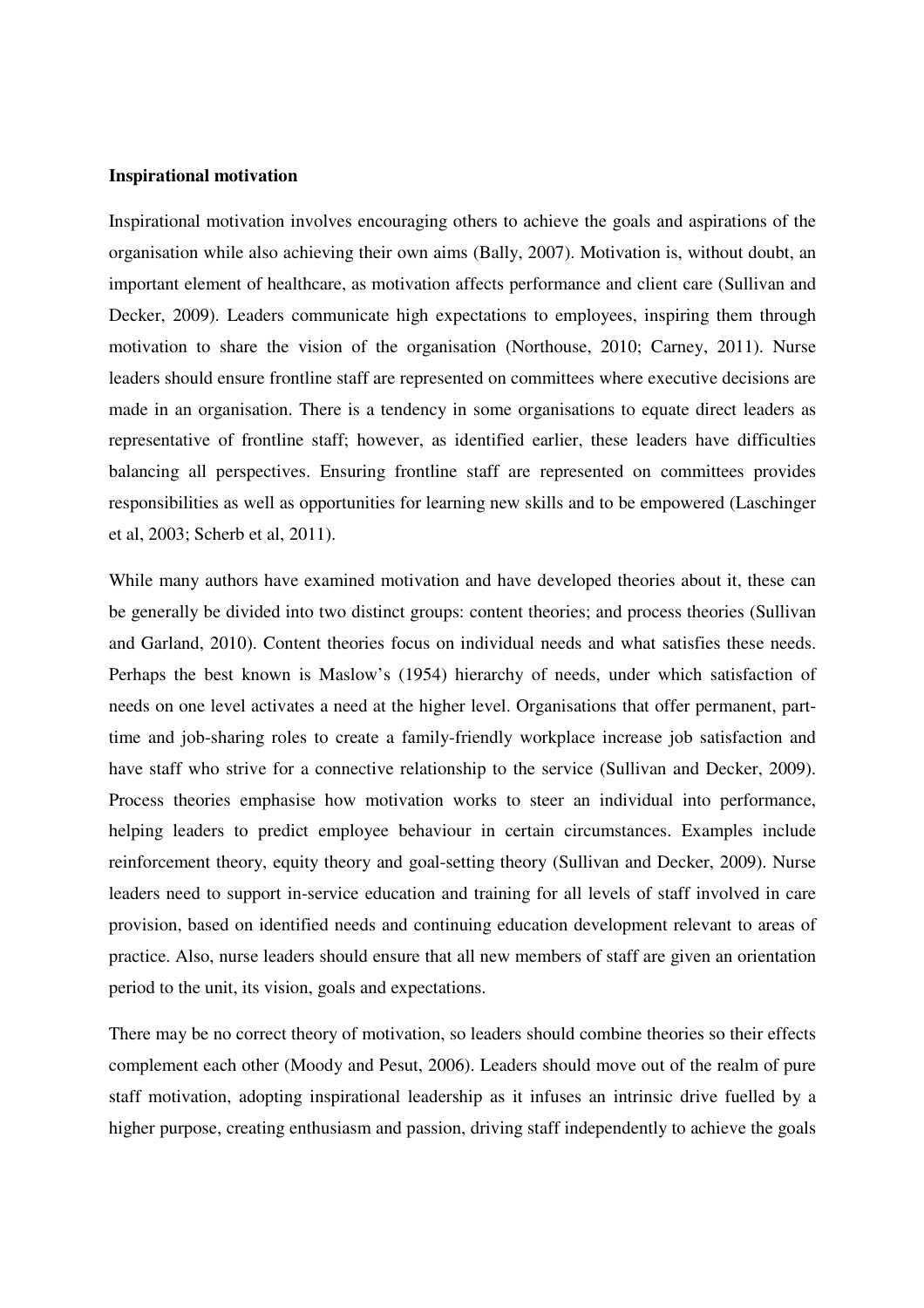**Inspirational motivation**

Inspirational motivation involves encouraging others to achieve the goals and aspirations of the organisation while also achieving their own aims (Bally, 2007). Motivation is, without doubt, an important element of healthcare, as motivation affects performance and client care (Sullivan and Decker, 2009). Leaders communicate high expectations to employees, inspiring them through motivation to share the vision of the organisation (Northouse, 2010; Carney, 2011). Nurse leaders should ensure frontline staff are represented on committees where executive decisions are made in an organisation. There is a tendency in some organisations to equate direct leaders as representative of frontline staff; however, as identified earlier, these leaders have difficulties balancing all perspectives. Ensuring frontline staff are represented on committees provides responsibilities as well as opportunities for learning new skills and to be empowered (Laschinger et al, 2003; Scherb et al, 2011).

While many authors have examined motivation and have developed theories about it, these can be generally be divided into two distinct groups: content theories; and process theories (Sullivan and Garland, 2010). Content theories focus on individual needs and what satisfies these needs. Perhaps the best known is Maslow's (1954) hierarchy of needs, under which satisfaction of needs on one level activates a need at the higher level. Organisations that offer permanent, part-time and job-sharing roles to create a family-friendly workplace increase job satisfaction and have staff who strive for a connective relationship to the service (Sullivan and Decker, 2009). Process theories emphasise how motivation works to steer an individual into performance, helping leaders to predict employee behaviour in certain circumstances. Examples include reinforcement theory, equity theory and goal-setting theory (Sullivan and Decker, 2009). Nurse leaders need to support in-service education and training for all levels of staff involved in care provision, based on identified needs and continuing education development relevant to areas of practice. Also, nurse leaders should ensure that all new members of staff are given an orientation period to the unit, its vision, goals and expectations.

There may be no correct theory of motivation, so leaders should combine theories so their effects complement each other (Moody and Pesut, 2006). Leaders should move out of the realm of pure staff motivation, adopting inspirational leadership as it infuses an intrinsic drive fuelled by a higher purpose, creating enthusiasm and passion, driving staff independently to achieve the goals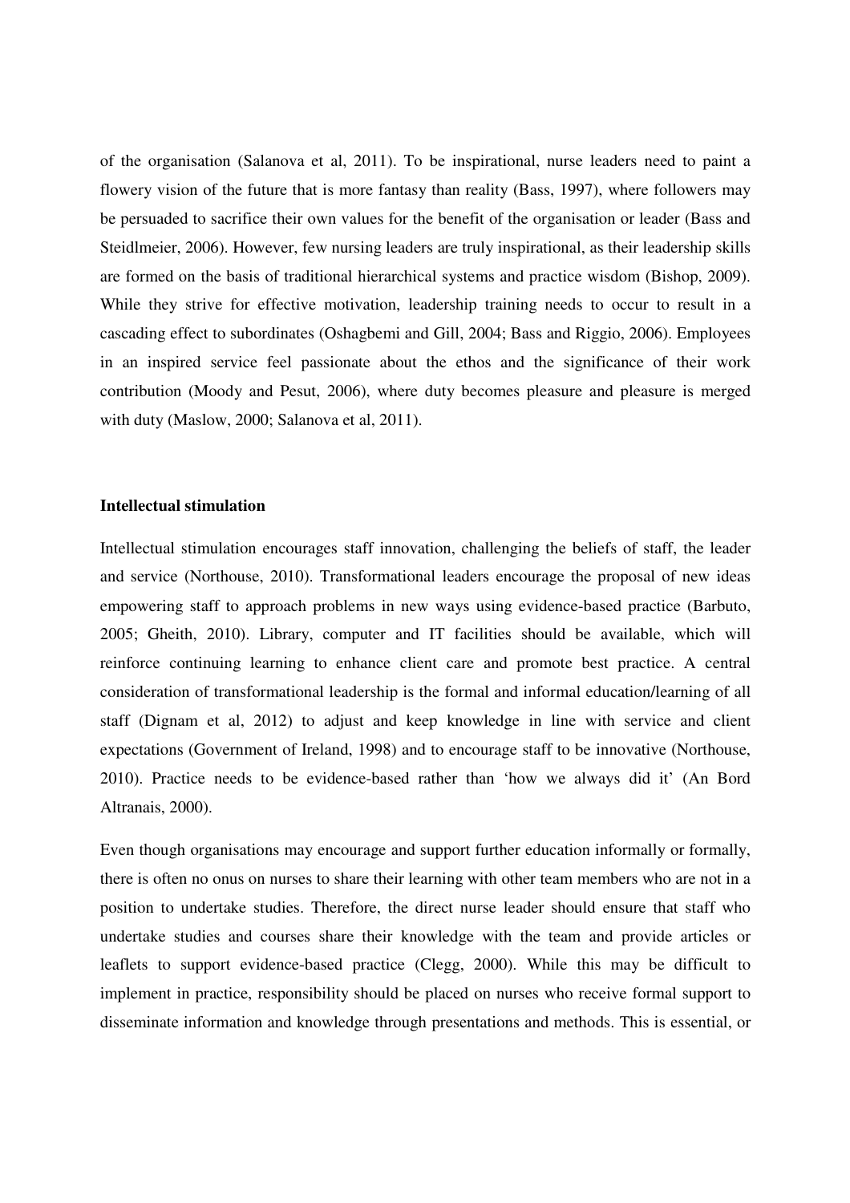of the organisation (Salanova et al, 2011). To be inspirational, nurse leaders need to paint a flowery vision of the future that is more fantasy than reality (Bass, 1997), where followers may be persuaded to sacrifice their own values for the benefit of the organisation or leader (Bass and Steidlmeier, 2006). However, few nursing leaders are truly inspirational, as their leadership skills are formed on the basis of traditional hierarchical systems and practice wisdom (Bishop, 2009). While they strive for effective motivation, leadership training needs to occur to result in a cascading effect to subordinates (Oshagbemi and Gill, 2004; Bass and Riggio, 2006). Employees in an inspired service feel passionate about the ethos and the significance of their work contribution (Moody and Pesut, 2006), where duty becomes pleasure and pleasure is merged with duty (Maslow, 2000; Salanova et al, 2011).

**Intellectual stimulation**

Intellectual stimulation encourages staff innovation, challenging the beliefs of staff, the leader and service (Northouse, 2010). Transformational leaders encourage the proposal of new ideas empowering staff to approach problems in new ways using evidence-based practice (Barbuto, 2005; Gheith, 2010). Library, computer and IT facilities should be available, which will reinforce continuing learning to enhance client care and promote best practice. A central consideration of transformational leadership is the formal and informal education/learning of all staff (Dignam et al, 2012) to adjust and keep knowledge in line with service and client expectations (Government of Ireland, 1998) and to encourage staff to be innovative (Northouse, 2010). Practice needs to be evidence-based rather than 'how we always did it' (An Bord Altranais, 2000).

Even though organisations may encourage and support further education informally or formally, there is often no onus on nurses to share their learning with other team members who are not in a position to undertake studies. Therefore, the direct nurse leader should ensure that staff who undertake studies and courses share their knowledge with the team and provide articles or leaflets to support evidence-based practice (Clegg, 2000). While this may be difficult to implement in practice, responsibility should be placed on nurses who receive formal support to disseminate information and knowledge through presentations and methods. This is essential, or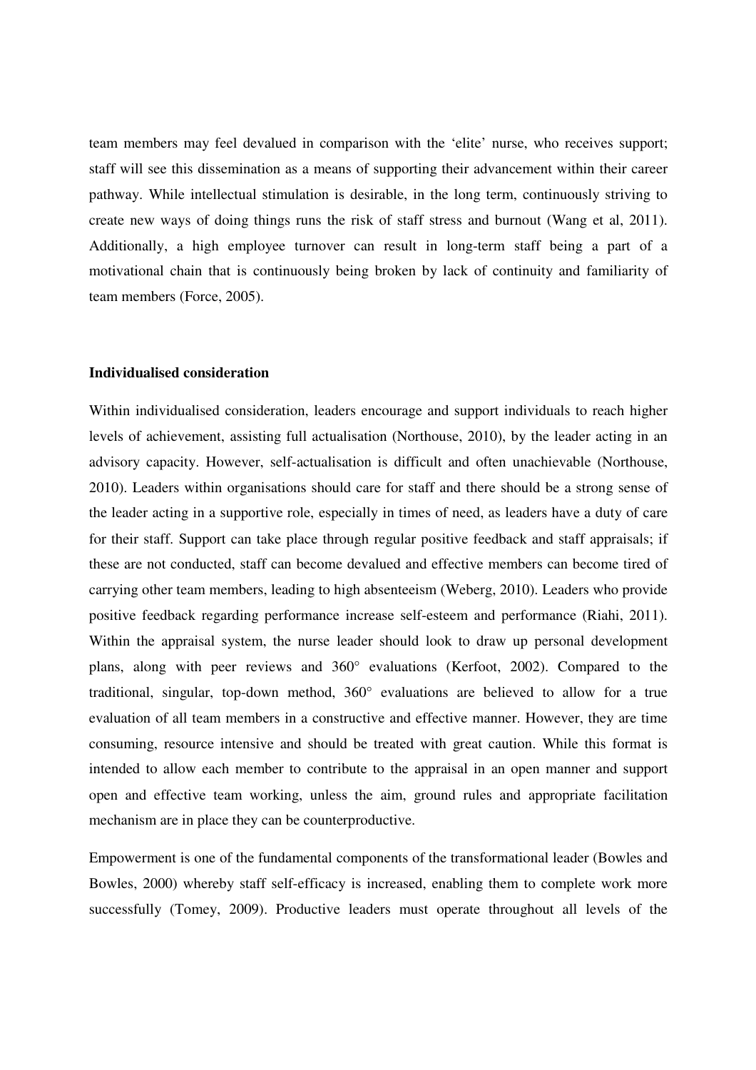team members may feel devalued in comparison with the 'elite' nurse, who receives support; staff will see this dissemination as a means of supporting their advancement within their career pathway. While intellectual stimulation is desirable, in the long term, continuously striving to create new ways of doing things runs the risk of staff stress and burnout (Wang et al, 2011). Additionally, a high employee turnover can result in long-term staff being a part of a motivational chain that is continuously being broken by lack of continuity and familiarity of team members (Force, 2005).

**Individualised consideration**

Within individualised consideration, leaders encourage and support individuals to reach higher levels of achievement, assisting full actualisation (Northouse, 2010), by the leader acting in an advisory capacity. However, self-actualisation is difficult and often unachievable (Northouse, 2010). Leaders within organisations should care for staff and there should be a strong sense of the leader acting in a supportive role, especially in times of need, as leaders have a duty of care for their staff. Support can take place through regular positive feedback and staff appraisals; if these are not conducted, staff can become devalued and effective members can become tired of carrying other team members, leading to high absenteeism (Weberg, 2010). Leaders who provide positive feedback regarding performance increase self-esteem and performance (Riahi, 2011). Within the appraisal system, the nurse leader should look to draw up personal development plans, along with peer reviews and 360° evaluations (Kerfoot, 2002). Compared to the traditional, singular, top-down method, 360° evaluations are believed to allow for a true evaluation of all team members in a constructive and effective manner. However, they are time consuming, resource intensive and should be treated with great caution. While this format is intended to allow each member to contribute to the appraisal in an open manner and support open and effective team working, unless the aim, ground rules and appropriate facilitation mechanism are in place they can be counterproductive.

Empowerment is one of the fundamental components of the transformational leader (Bowles and Bowles, 2000) whereby staff self-efficacy is increased, enabling them to complete work more successfully (Tomey, 2009). Productive leaders must operate throughout all levels of the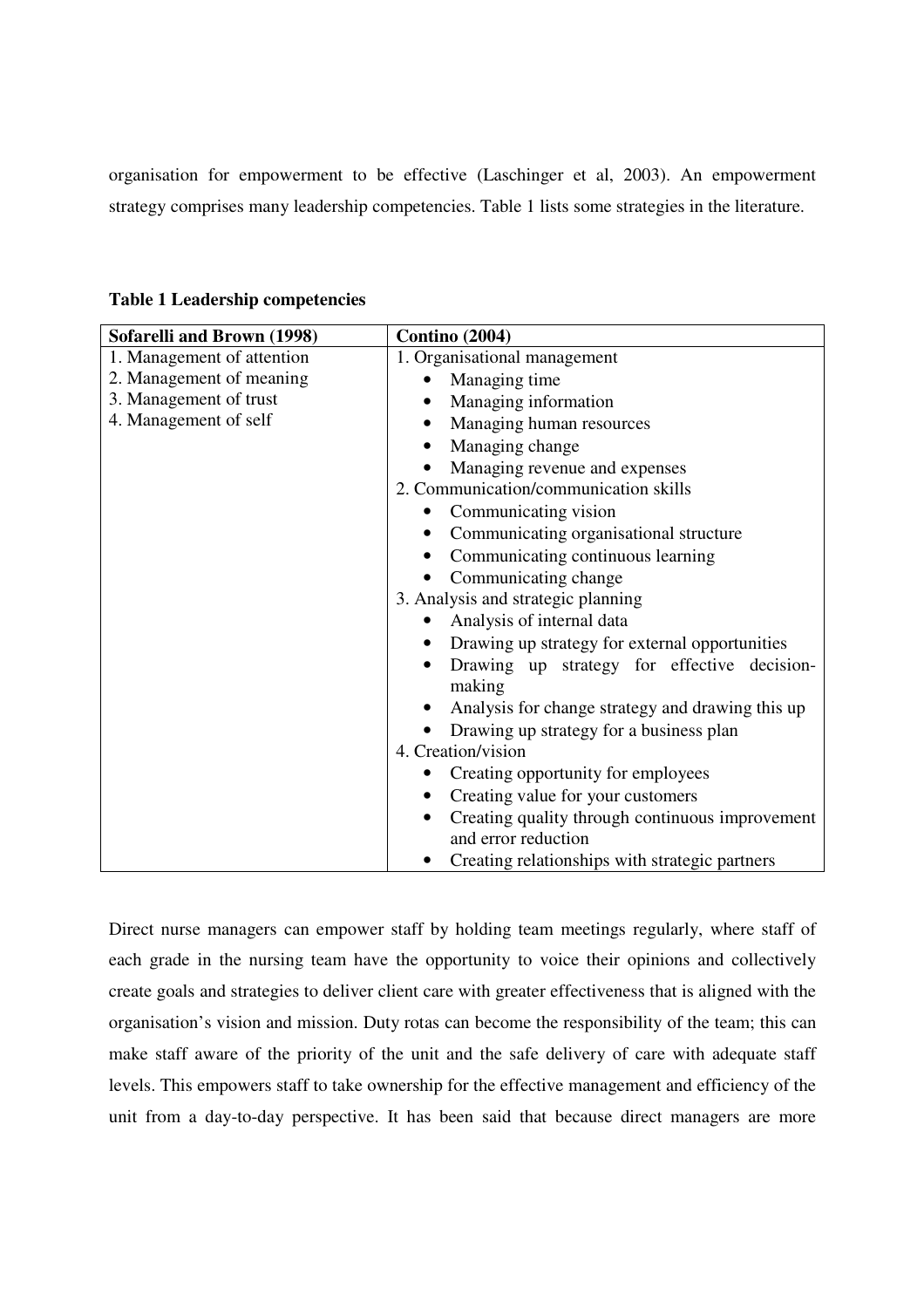organisation for empowerment to be effective (Laschinger et al, 2003). An empowerment strategy comprises many leadership competencies. Table 1 lists some strategies in the literature.

**Table 1 Leadership competencies**

| Sofarelli and Brown (1998) | Contino (2004) |
|---|---|
| 1. Management of attention<br>2. Management of meaning<br>3. Management of trust<br>4. Management of self | 1. Organisational management<br>• Managing time<br>• Managing information<br>• Managing human resources<br>• Managing change<br>• Managing revenue and expenses<br>2. Communication/communication skills<br>• Communicating vision<br>• Communicating organisational structure<br>• Communicating continuous learning<br>• Communicating change<br>3. Analysis and strategic planning<br>• Analysis of internal data<br>• Drawing up strategy for external opportunities<br>• Drawing up strategy for effective decision-making<br>• Analysis for change strategy and drawing this up<br>• Drawing up strategy for a business plan<br>4. Creation/vision<br>• Creating opportunity for employees<br>• Creating value for your customers<br>• Creating quality through continuous improvement and error reduction<br>• Creating relationships with strategic partners |

Direct nurse managers can empower staff by holding team meetings regularly, where staff of each grade in the nursing team have the opportunity to voice their opinions and collectively create goals and strategies to deliver client care with greater effectiveness that is aligned with the organisation's vision and mission. Duty rotas can become the responsibility of the team; this can make staff aware of the priority of the unit and the safe delivery of care with adequate staff levels. This empowers staff to take ownership for the effective management and efficiency of the unit from a day-to-day perspective. It has been said that because direct managers are more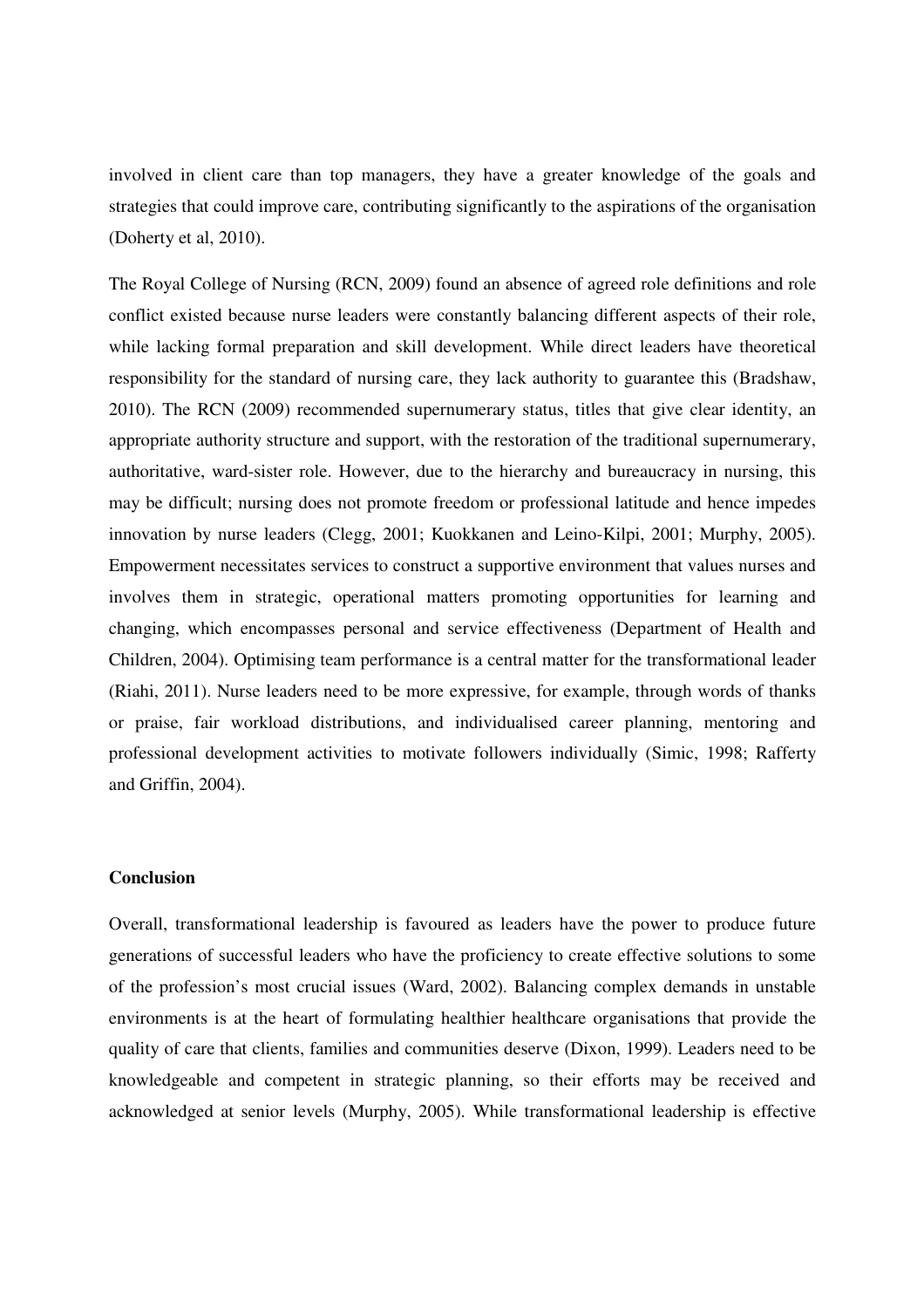involved in client care than top managers, they have a greater knowledge of the goals and strategies that could improve care, contributing significantly to the aspirations of the organisation (Doherty et al, 2010).

The Royal College of Nursing (RCN, 2009) found an absence of agreed role definitions and role conflict existed because nurse leaders were constantly balancing different aspects of their role, while lacking formal preparation and skill development. While direct leaders have theoretical responsibility for the standard of nursing care, they lack authority to guarantee this (Bradshaw, 2010). The RCN (2009) recommended supernumerary status, titles that give clear identity, an appropriate authority structure and support, with the restoration of the traditional supernumerary, authoritative, ward-sister role. However, due to the hierarchy and bureaucracy in nursing, this may be difficult; nursing does not promote freedom or professional latitude and hence impedes innovation by nurse leaders (Clegg, 2001; Kuokkanen and Leino-Kilpi, 2001; Murphy, 2005). Empowerment necessitates services to construct a supportive environment that values nurses and involves them in strategic, operational matters promoting opportunities for learning and changing, which encompasses personal and service effectiveness (Department of Health and Children, 2004). Optimising team performance is a central matter for the transformational leader (Riahi, 2011). Nurse leaders need to be more expressive, for example, through words of thanks or praise, fair workload distributions, and individualised career planning, mentoring and professional development activities to motivate followers individually (Simic, 1998; Rafferty and Griffin, 2004).

**Conclusion**

Overall, transformational leadership is favoured as leaders have the power to produce future generations of successful leaders who have the proficiency to create effective solutions to some of the profession's most crucial issues (Ward, 2002). Balancing complex demands in unstable environments is at the heart of formulating healthier healthcare organisations that provide the quality of care that clients, families and communities deserve (Dixon, 1999). Leaders need to be knowledgeable and competent in strategic planning, so their efforts may be received and acknowledged at senior levels (Murphy, 2005). While transformational leadership is effective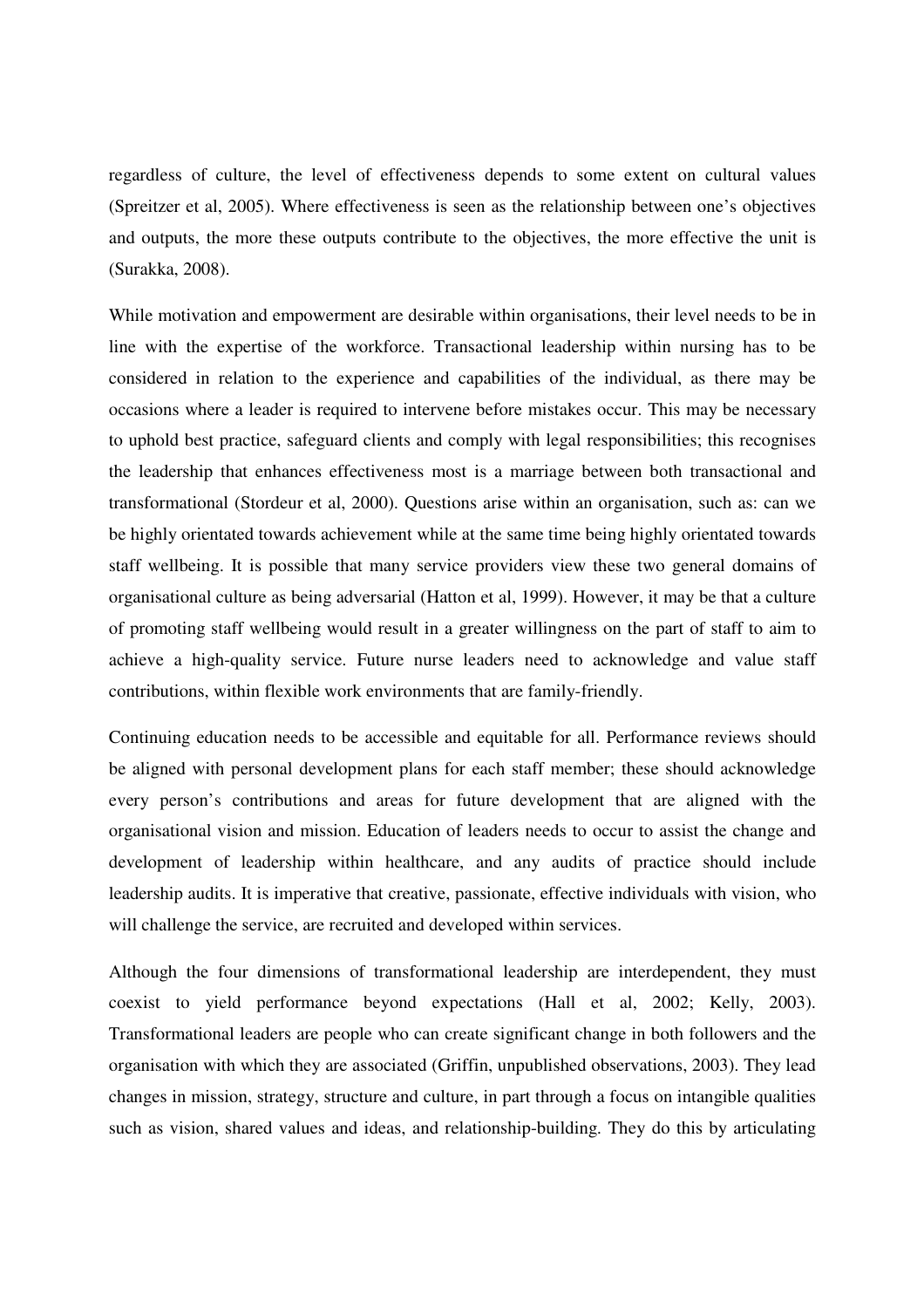regardless of culture, the level of effectiveness depends to some extent on cultural values (Spreitzer et al, 2005). Where effectiveness is seen as the relationship between one's objectives and outputs, the more these outputs contribute to the objectives, the more effective the unit is (Surakka, 2008).

While motivation and empowerment are desirable within organisations, their level needs to be in line with the expertise of the workforce. Transactional leadership within nursing has to be considered in relation to the experience and capabilities of the individual, as there may be occasions where a leader is required to intervene before mistakes occur. This may be necessary to uphold best practice, safeguard clients and comply with legal responsibilities; this recognises the leadership that enhances effectiveness most is a marriage between both transactional and transformational (Stordeur et al, 2000). Questions arise within an organisation, such as: can we be highly orientated towards achievement while at the same time being highly orientated towards staff wellbeing. It is possible that many service providers view these two general domains of organisational culture as being adversarial (Hatton et al, 1999). However, it may be that a culture of promoting staff wellbeing would result in a greater willingness on the part of staff to aim to achieve a high-quality service. Future nurse leaders need to acknowledge and value staff contributions, within flexible work environments that are family-friendly.

Continuing education needs to be accessible and equitable for all. Performance reviews should be aligned with personal development plans for each staff member; these should acknowledge every person's contributions and areas for future development that are aligned with the organisational vision and mission. Education of leaders needs to occur to assist the change and development of leadership within healthcare, and any audits of practice should include leadership audits. It is imperative that creative, passionate, effective individuals with vision, who will challenge the service, are recruited and developed within services.

Although the four dimensions of transformational leadership are interdependent, they must coexist to yield performance beyond expectations (Hall et al, 2002; Kelly, 2003). Transformational leaders are people who can create significant change in both followers and the organisation with which they are associated (Griffin, unpublished observations, 2003). They lead changes in mission, strategy, structure and culture, in part through a focus on intangible qualities such as vision, shared values and ideas, and relationship-building. They do this by articulating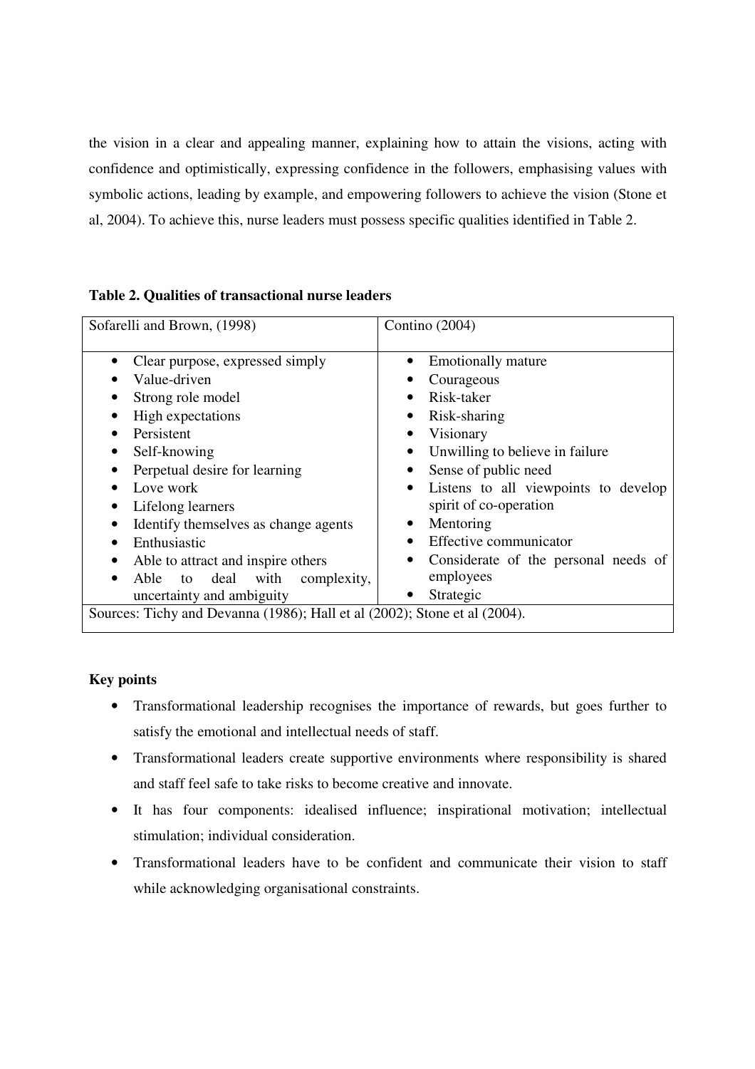the vision in a clear and appealing manner, explaining how to attain the visions, acting with confidence and optimistically, expressing confidence in the followers, emphasising values with symbolic actions, leading by example, and empowering followers to achieve the vision (Stone et al, 2004). To achieve this, nurse leaders must possess specific qualities identified in Table 2.

**Table 2. Qualities of transactional nurse leaders**

| Sofarelli and Brown, (1998) | Contino (2004) |
|---|---|
| • Clear purpose, expressed simply<br>• Value-driven<br>• Strong role model<br>• High expectations<br>• Persistent<br>• Self-knowing<br>• Perpetual desire for learning<br>• Love work<br>• Lifelong learners<br>• Identify themselves as change agents<br>• Enthusiastic<br>• Able to attract and inspire others<br>• Able to deal with complexity, uncertainty and ambiguity | • Emotionally mature<br>• Courageous<br>• Risk-taker<br>• Risk-sharing<br>• Visionary<br>• Unwilling to believe in failure<br>• Sense of public need<br>• Listens to all viewpoints to develop spirit of co-operation<br>• Mentoring<br>• Effective communicator<br>• Considerate of the personal needs of employees<br>• Strategic |
| Sources: Tichy and Devanna (1986); Hall et al (2002); Stone et al (2004). | |

**Key points**

- Transformational leadership recognises the importance of rewards, but goes further to satisfy the emotional and intellectual needs of staff.
- Transformational leaders create supportive environments where responsibility is shared and staff feel safe to take risks to become creative and innovate.
- It has four components: idealised influence; inspirational motivation; intellectual stimulation; individual consideration.
- Transformational leaders have to be confident and communicate their vision to staff while acknowledging organisational constraints.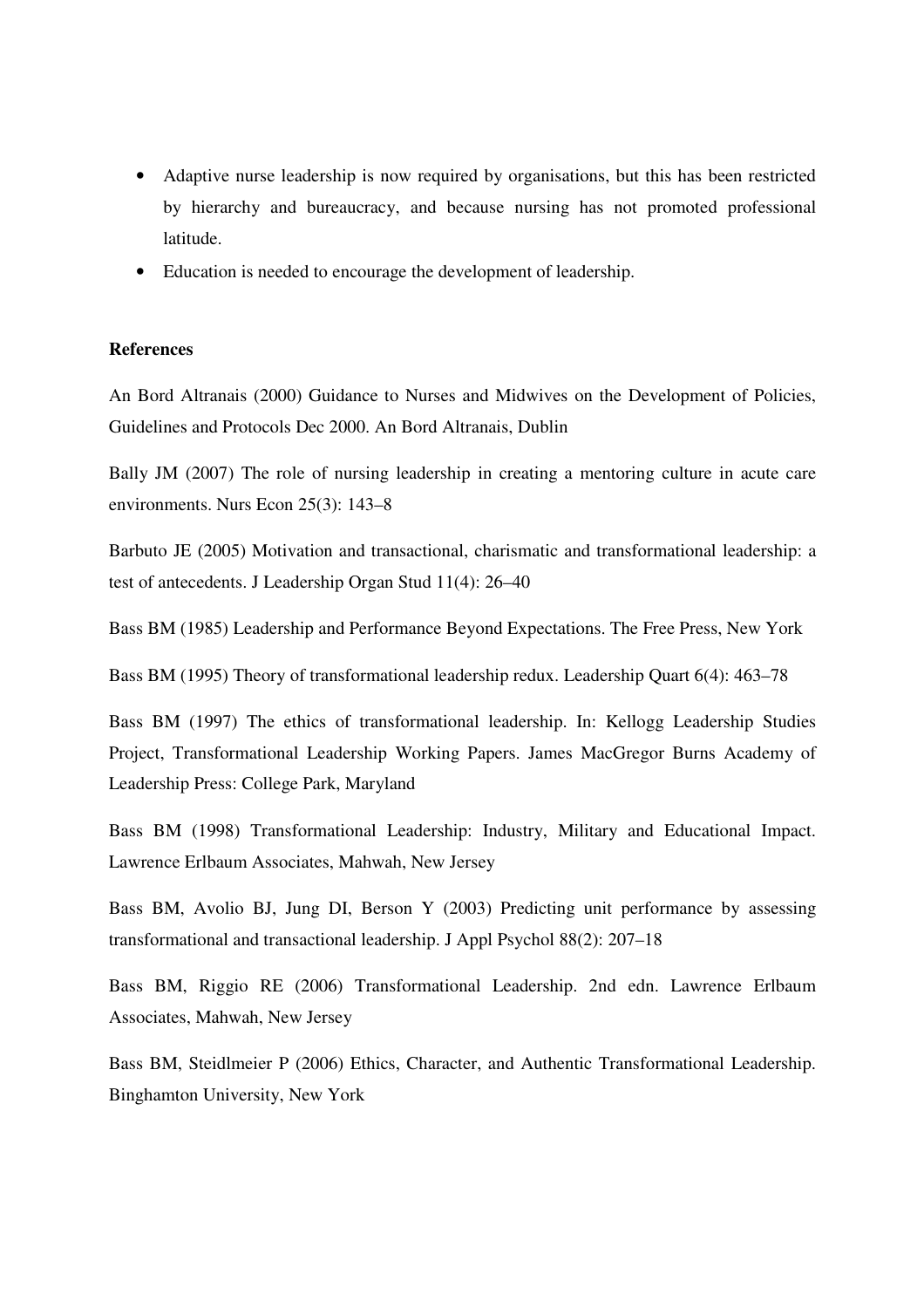- Adaptive nurse leadership is now required by organisations, but this has been restricted by hierarchy and bureaucracy, and because nursing has not promoted professional latitude.
- Education is needed to encourage the development of leadership.

**References**

An Bord Altranais (2000) Guidance to Nurses and Midwives on the Development of Policies, Guidelines and Protocols Dec 2000. An Bord Altranais, Dublin

Bally JM (2007) The role of nursing leadership in creating a mentoring culture in acute care environments. Nurs Econ 25(3): 143–8

Barbuto JE (2005) Motivation and transactional, charismatic and transformational leadership: a test of antecedents. J Leadership Organ Stud 11(4): 26–40

Bass BM (1985) Leadership and Performance Beyond Expectations. The Free Press, New York

Bass BM (1995) Theory of transformational leadership redux. Leadership Quart 6(4): 463–78

Bass BM (1997) The ethics of transformational leadership. In: Kellogg Leadership Studies Project, Transformational Leadership Working Papers. James MacGregor Burns Academy of Leadership Press: College Park, Maryland

Bass BM (1998) Transformational Leadership: Industry, Military and Educational Impact. Lawrence Erlbaum Associates, Mahwah, New Jersey

Bass BM, Avolio BJ, Jung DI, Berson Y (2003) Predicting unit performance by assessing transformational and transactional leadership. J Appl Psychol 88(2): 207–18

Bass BM, Riggio RE (2006) Transformational Leadership. 2nd edn. Lawrence Erlbaum Associates, Mahwah, New Jersey

Bass BM, Steidlmeier P (2006) Ethics, Character, and Authentic Transformational Leadership. Binghamton University, New York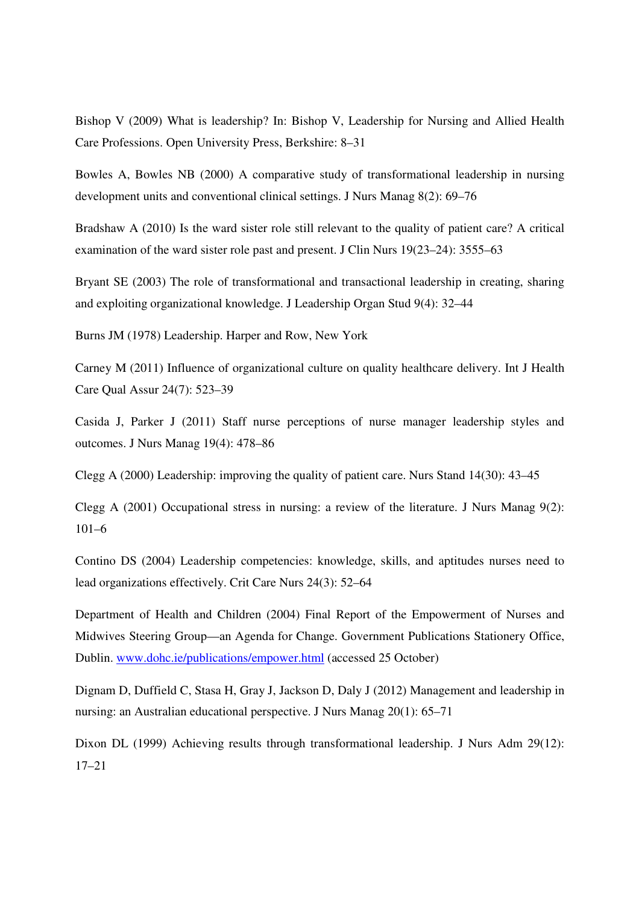Bishop V (2009) What is leadership? In: Bishop V, Leadership for Nursing and Allied Health Care Professions. Open University Press, Berkshire: 8–31

Bowles A, Bowles NB (2000) A comparative study of transformational leadership in nursing development units and conventional clinical settings. J Nurs Manag 8(2): 69–76

Bradshaw A (2010) Is the ward sister role still relevant to the quality of patient care? A critical examination of the ward sister role past and present. J Clin Nurs 19(23–24): 3555–63

Bryant SE (2003) The role of transformational and transactional leadership in creating, sharing and exploiting organizational knowledge. J Leadership Organ Stud 9(4): 32–44

Burns JM (1978) Leadership. Harper and Row, New York

Carney M (2011) Influence of organizational culture on quality healthcare delivery. Int J Health Care Qual Assur 24(7): 523–39

Casida J, Parker J (2011) Staff nurse perceptions of nurse manager leadership styles and outcomes. J Nurs Manag 19(4): 478–86

Clegg A (2000) Leadership: improving the quality of patient care. Nurs Stand 14(30): 43–45

Clegg A (2001) Occupational stress in nursing: a review of the literature. J Nurs Manag 9(2): 101–6

Contino DS (2004) Leadership competencies: knowledge, skills, and aptitudes nurses need to lead organizations effectively. Crit Care Nurs 24(3): 52–64

Department of Health and Children (2004) Final Report of the Empowerment of Nurses and Midwives Steering Group—an Agenda for Change. Government Publications Stationery Office, Dublin. www.dohc.ie/publications/empower.html (accessed 25 October)

Dignam D, Duffield C, Stasa H, Gray J, Jackson D, Daly J (2012) Management and leadership in nursing: an Australian educational perspective. J Nurs Manag 20(1): 65–71

Dixon DL (1999) Achieving results through transformational leadership. J Nurs Adm 29(12): 17–21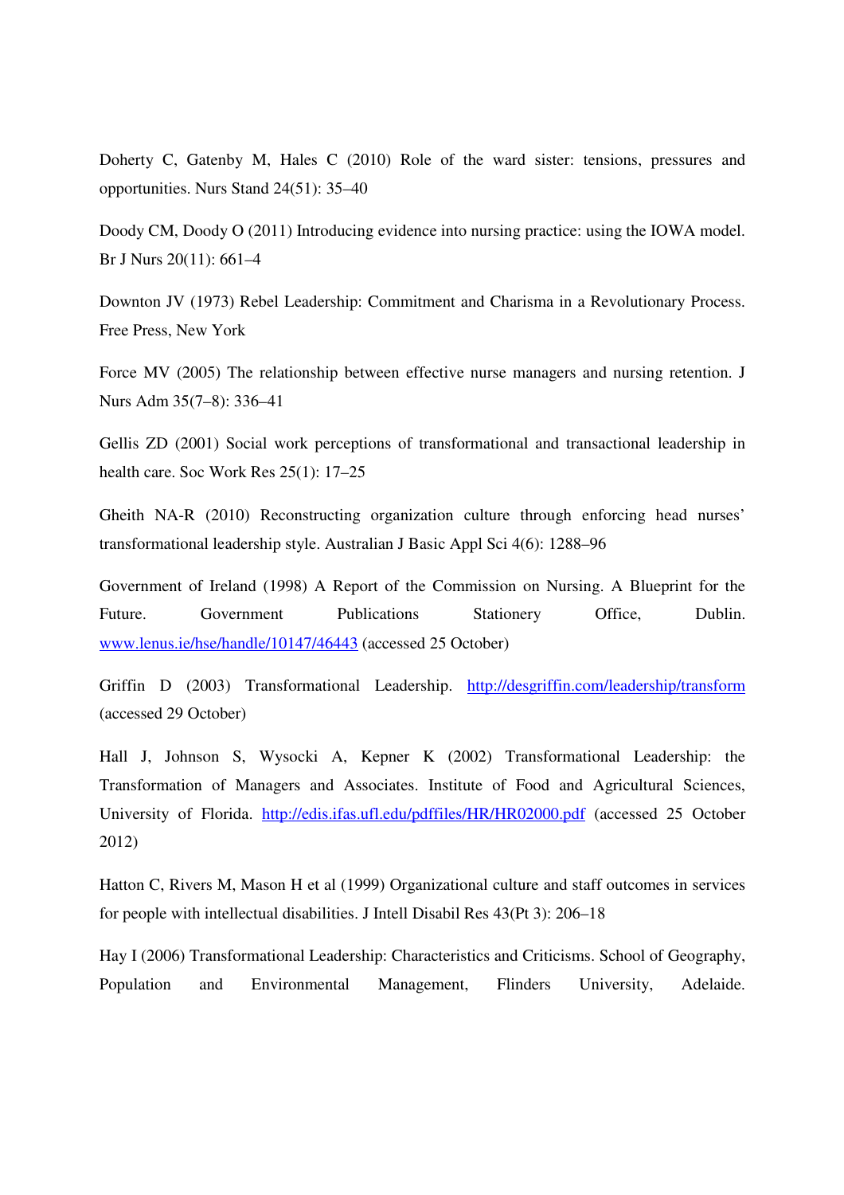Doherty C, Gatenby M, Hales C (2010) Role of the ward sister: tensions, pressures and opportunities. Nurs Stand 24(51): 35–40

Doody CM, Doody O (2011) Introducing evidence into nursing practice: using the IOWA model. Br J Nurs 20(11): 661–4

Downton JV (1973) Rebel Leadership: Commitment and Charisma in a Revolutionary Process. Free Press, New York

Force MV (2005) The relationship between effective nurse managers and nursing retention. J Nurs Adm 35(7–8): 336–41

Gellis ZD (2001) Social work perceptions of transformational and transactional leadership in health care. Soc Work Res 25(1): 17–25

Gheith NA-R (2010) Reconstructing organization culture through enforcing head nurses' transformational leadership style. Australian J Basic Appl Sci 4(6): 1288–96

Government of Ireland (1998) A Report of the Commission on Nursing. A Blueprint for the Future. Government Publications Stationery Office, Dublin. www.lenus.ie/hse/handle/10147/46443 (accessed 25 October)

Griffin D (2003) Transformational Leadership. http://desgriffin.com/leadership/transform (accessed 29 October)

Hall J, Johnson S, Wysocki A, Kepner K (2002) Transformational Leadership: the Transformation of Managers and Associates. Institute of Food and Agricultural Sciences, University of Florida. http://edis.ifas.ufl.edu/pdffiles/HR/HR02000.pdf (accessed 25 October 2012)

Hatton C, Rivers M, Mason H et al (1999) Organizational culture and staff outcomes in services for people with intellectual disabilities. J Intell Disabil Res 43(Pt 3): 206–18

Hay I (2006) Transformational Leadership: Characteristics and Criticisms. School of Geography, Population and Environmental Management, Flinders University, Adelaide.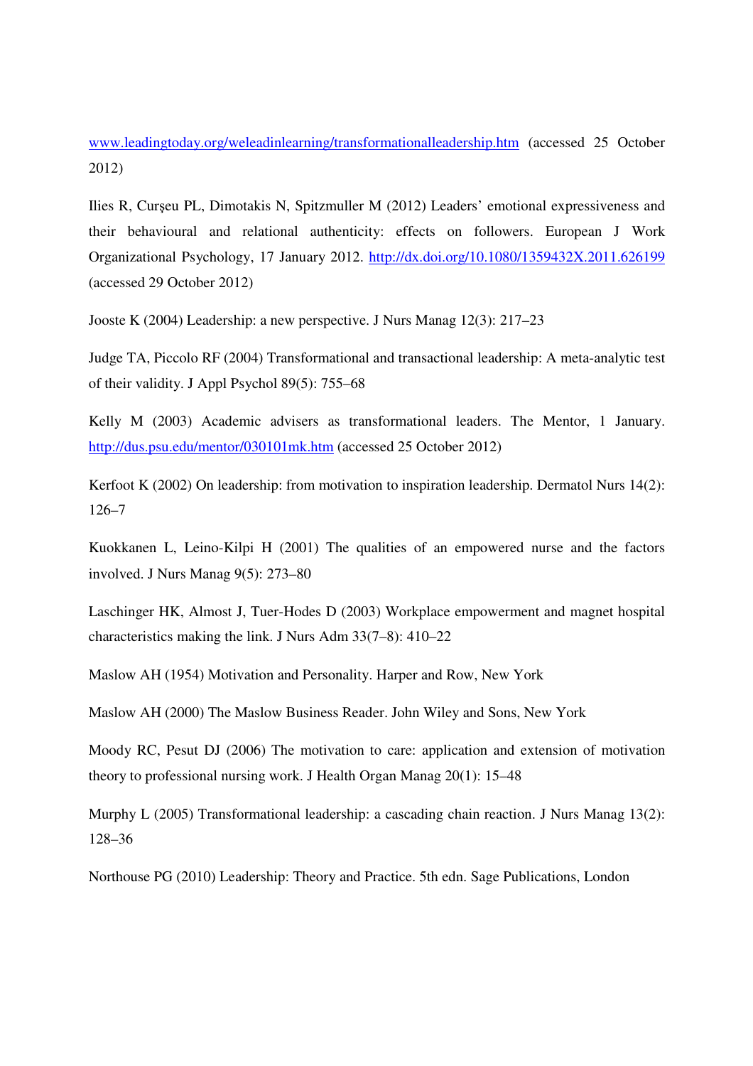www.leadingtoday.org/weleadinlearning/transformationalleadership.htm (accessed 25 October 2012)

Ilies R, Curşeu PL, Dimotakis N, Spitzmuller M (2012) Leaders' emotional expressiveness and their behavioural and relational authenticity: effects on followers. European J Work Organizational Psychology, 17 January 2012. http://dx.doi.org/10.1080/1359432X.2011.626199 (accessed 29 October 2012)

Jooste K (2004) Leadership: a new perspective. J Nurs Manag 12(3): 217–23

Judge TA, Piccolo RF (2004) Transformational and transactional leadership: A meta-analytic test of their validity. J Appl Psychol 89(5): 755–68

Kelly M (2003) Academic advisers as transformational leaders. The Mentor, 1 January. http://dus.psu.edu/mentor/030101mk.htm (accessed 25 October 2012)

Kerfoot K (2002) On leadership: from motivation to inspiration leadership. Dermatol Nurs 14(2): 126–7

Kuokkanen L, Leino-Kilpi H (2001) The qualities of an empowered nurse and the factors involved. J Nurs Manag 9(5): 273–80

Laschinger HK, Almost J, Tuer-Hodes D (2003) Workplace empowerment and magnet hospital characteristics making the link. J Nurs Adm 33(7–8): 410–22

Maslow AH (1954) Motivation and Personality. Harper and Row, New York

Maslow AH (2000) The Maslow Business Reader. John Wiley and Sons, New York

Moody RC, Pesut DJ (2006) The motivation to care: application and extension of motivation theory to professional nursing work. J Health Organ Manag 20(1): 15–48

Murphy L (2005) Transformational leadership: a cascading chain reaction. J Nurs Manag 13(2): 128–36

Northouse PG (2010) Leadership: Theory and Practice. 5th edn. Sage Publications, London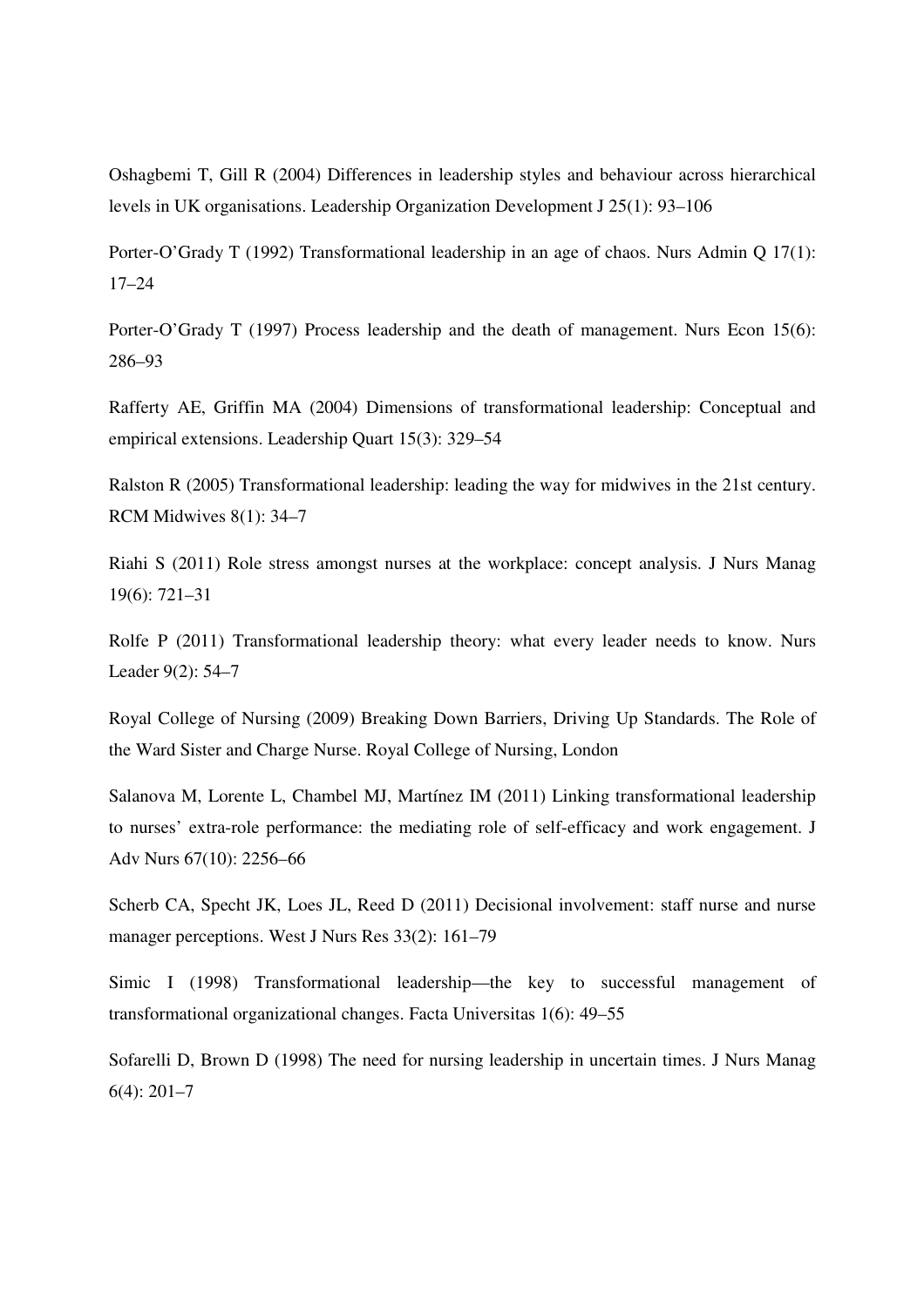Oshagbemi T, Gill R (2004) Differences in leadership styles and behaviour across hierarchical levels in UK organisations. Leadership Organization Development J 25(1): 93–106

Porter-O'Grady T (1992) Transformational leadership in an age of chaos. Nurs Admin Q 17(1): 17–24

Porter-O'Grady T (1997) Process leadership and the death of management. Nurs Econ 15(6): 286–93

Rafferty AE, Griffin MA (2004) Dimensions of transformational leadership: Conceptual and empirical extensions. Leadership Quart 15(3): 329–54

Ralston R (2005) Transformational leadership: leading the way for midwives in the 21st century. RCM Midwives 8(1): 34–7

Riahi S (2011) Role stress amongst nurses at the workplace: concept analysis. J Nurs Manag 19(6): 721–31

Rolfe P (2011) Transformational leadership theory: what every leader needs to know. Nurs Leader 9(2): 54–7

Royal College of Nursing (2009) Breaking Down Barriers, Driving Up Standards. The Role of the Ward Sister and Charge Nurse. Royal College of Nursing, London

Salanova M, Lorente L, Chambel MJ, Martínez IM (2011) Linking transformational leadership to nurses' extra-role performance: the mediating role of self-efficacy and work engagement. J Adv Nurs 67(10): 2256–66

Scherb CA, Specht JK, Loes JL, Reed D (2011) Decisional involvement: staff nurse and nurse manager perceptions. West J Nurs Res 33(2): 161–79

Simic I (1998) Transformational leadership—the key to successful management of transformational organizational changes. Facta Universitas 1(6): 49–55

Sofarelli D, Brown D (1998) The need for nursing leadership in uncertain times. J Nurs Manag 6(4): 201–7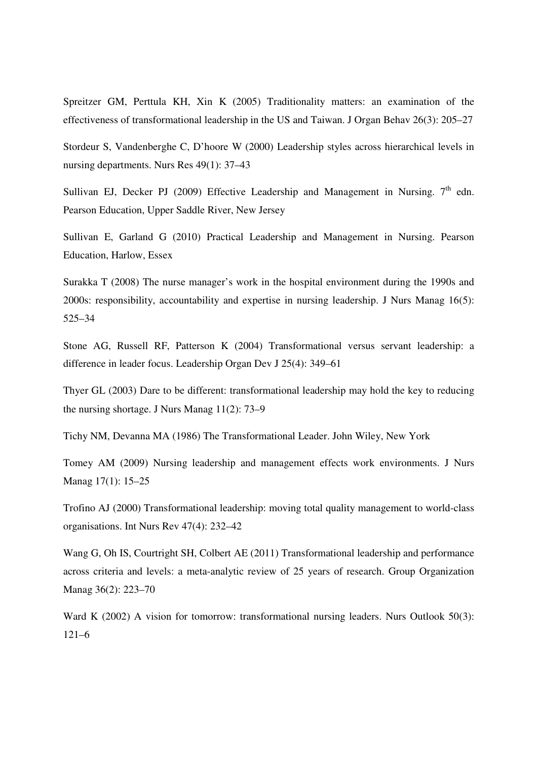Spreitzer GM, Perttula KH, Xin K (2005) Traditionality matters: an examination of the effectiveness of transformational leadership in the US and Taiwan. J Organ Behav 26(3): 205–27

Stordeur S, Vandenberghe C, D'hoore W (2000) Leadership styles across hierarchical levels in nursing departments. Nurs Res 49(1): 37–43

Sullivan EJ, Decker PJ (2009) Effective Leadership and Management in Nursing. 7th edn. Pearson Education, Upper Saddle River, New Jersey

Sullivan E, Garland G (2010) Practical Leadership and Management in Nursing. Pearson Education, Harlow, Essex

Surakka T (2008) The nurse manager's work in the hospital environment during the 1990s and 2000s: responsibility, accountability and expertise in nursing leadership. J Nurs Manag 16(5): 525–34

Stone AG, Russell RF, Patterson K (2004) Transformational versus servant leadership: a difference in leader focus. Leadership Organ Dev J 25(4): 349–61

Thyer GL (2003) Dare to be different: transformational leadership may hold the key to reducing the nursing shortage. J Nurs Manag 11(2): 73–9

Tichy NM, Devanna MA (1986) The Transformational Leader. John Wiley, New York

Tomey AM (2009) Nursing leadership and management effects work environments. J Nurs Manag 17(1): 15–25

Trofino AJ (2000) Transformational leadership: moving total quality management to world-class organisations. Int Nurs Rev 47(4): 232–42

Wang G, Oh IS, Courtright SH, Colbert AE (2011) Transformational leadership and performance across criteria and levels: a meta-analytic review of 25 years of research. Group Organization Manag 36(2): 223–70

Ward K (2002) A vision for tomorrow: transformational nursing leaders. Nurs Outlook 50(3): 121–6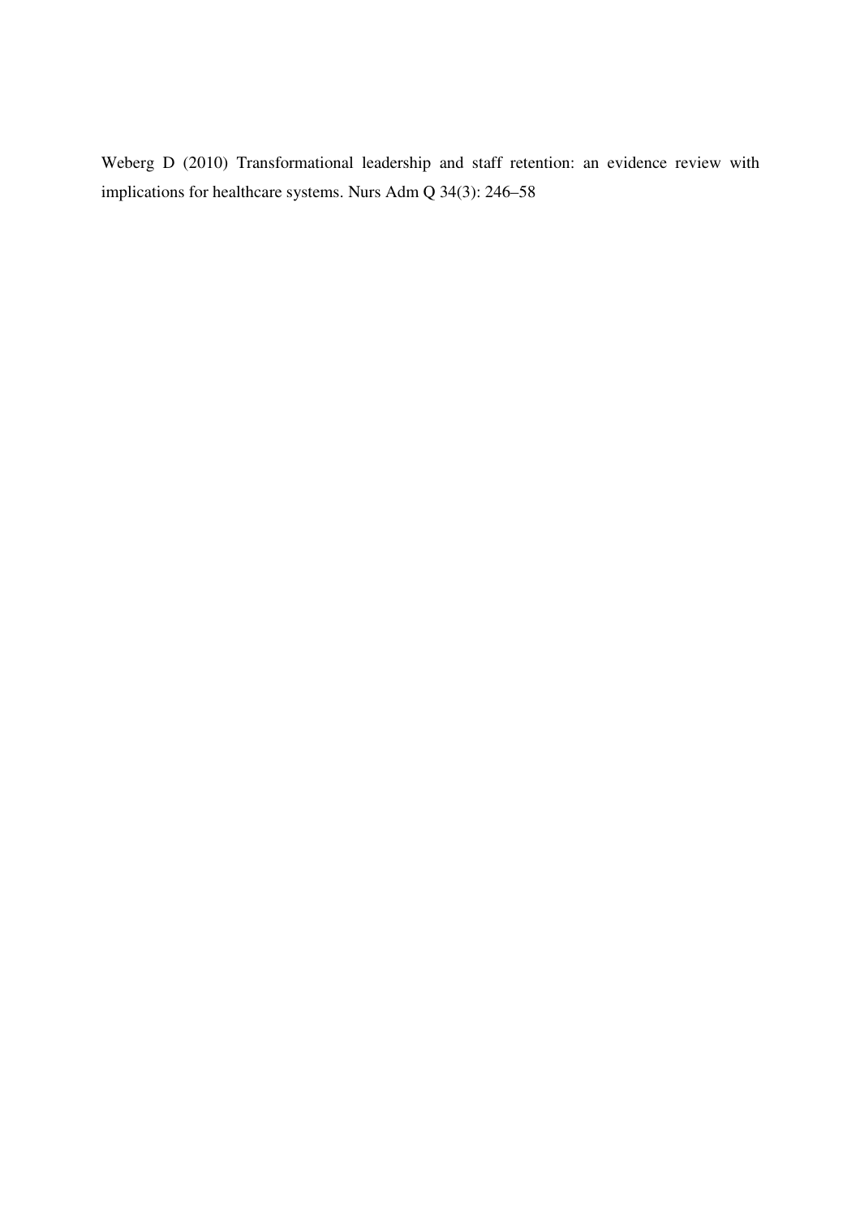Weberg D (2010) Transformational leadership and staff retention: an evidence review with implications for healthcare systems. Nurs Adm Q 34(3): 246–58